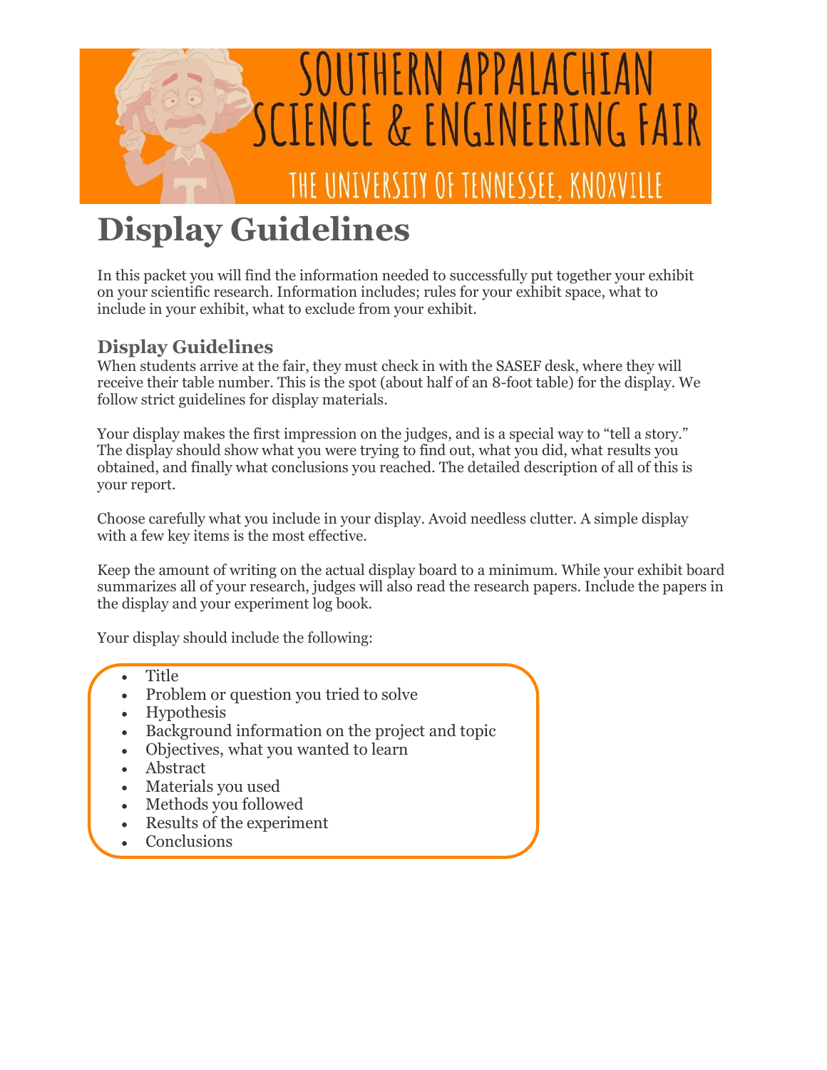SOUTHERN APPALACHIAN SCIENCE & ENGINEERING FAIR

THE UNIVERSITY OF TENNESSEE, KNOXVILLE

# Display Guidelines

In this packet you will find the information needed to successfully put together your exhibit on your scientific research. Information includes; rules for your exhibit space, what to include in your exhibit, what to exclude from your exhibit.

## Display Guidelines

When students arrive at the fair, they must check in with the SASEF desk, where they will receive their table number. This is the spot (about half of an 8-foot table) for the display. We follow strict guidelines for display materials.

Your display makes the first impression on the judges, and is a special way to "tell a story." The display should show what you were trying to find out, what you did, what results you obtained, and finally what conclusions you reached. The detailed description of all of this is your report.

Choose carefully what you include in your display. Avoid needless clutter. A simple display with a few key items is the most effective.

Keep the amount of writing on the actual display board to a minimum. While your exhibit board summarizes all of your research, judges will also read the research papers. Include the papers in the display and your experiment log book.

Your display should include the following:

- Title
- Problem or question you tried to solve
- Hypothesis
- Background information on the project and topic
- Objectives, what you wanted to learn
- Abstract
- Materials you used
- Methods you followed
- Results of the experiment
- Conclusions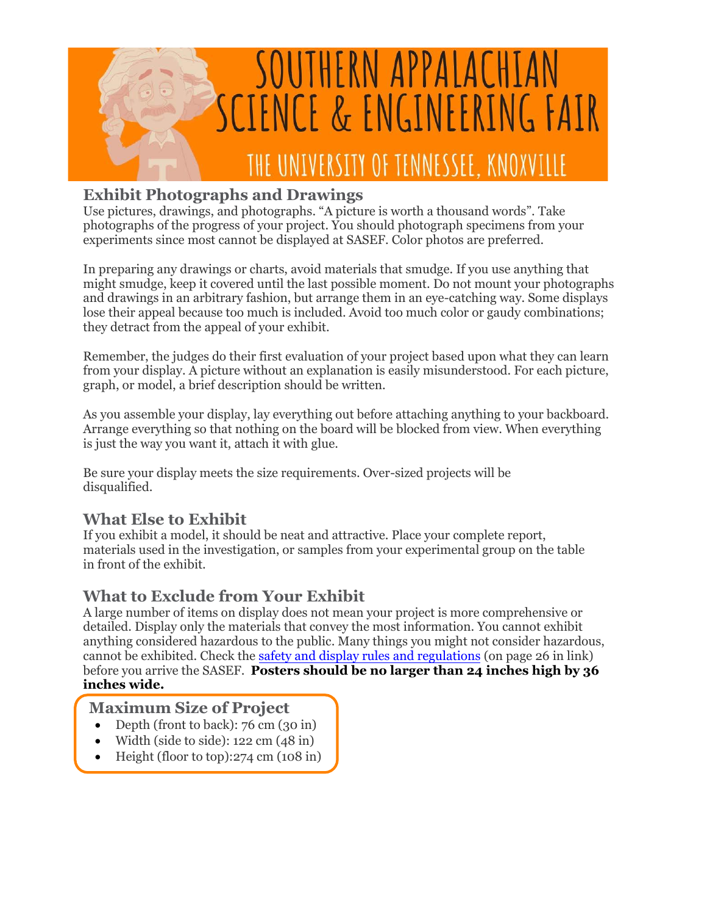# SOUTHERN APPALACHIAN SCIENCE & ENGINEERING FAIR

THE UNIVERSITY OF TENNESSEE, KNOXVILLE

## Exhibit Photographs and Drawings

Use pictures, drawings, and photographs. "A picture is worth a thousand words". Take photographs of the progress of your project. You should photograph specimens from your experiments since most cannot be displayed at SASEF. Color photos are preferred.

In preparing any drawings or charts, avoid materials that smudge. If you use anything that might smudge, keep it covered until the last possible moment. Do not mount your photographs and drawings in an arbitrary fashion, but arrange them in an eye-catching way. Some displays lose their appeal because too much is included. Avoid too much color or gaudy combinations; they detract from the appeal of your exhibit.

Remember, the judges do their first evaluation of your project based upon what they can learn from your display. A picture without an explanation is easily misunderstood. For each picture, graph, or model, a brief description should be written.

As you assemble your display, lay everything out before attaching anything to your backboard. Arrange everything so that nothing on the board will be blocked from view. When everything is just the way you want it, attach it with glue.

Be sure your display meets the size requirements. Over-sized projects will be disqualified.

## What Else to Exhibit

If you exhibit a model, it should be neat and attractive. Place your complete report, materials used in the investigation, or samples from your experimental group on the table in front of the exhibit.

## What to Exclude from Your Exhibit

A large number of items on display does not mean your project is more comprehensive or detailed. Display only the materials that convey the most information. You cannot exhibit anything considered hazardous to the public. Many things you might not consider hazardous, cannot be exhibited. Check the safety and display rules and regulations (on page 26 in link) before you arrive the SASEF. **Posters should be no larger than 24 inches high by 36 inches wide.**

### Maximum Size of Project

- Depth (front to back): 76 cm (30 in)
- Width (side to side): 122 cm (48 in)
- Height (floor to top):274 cm (108 in)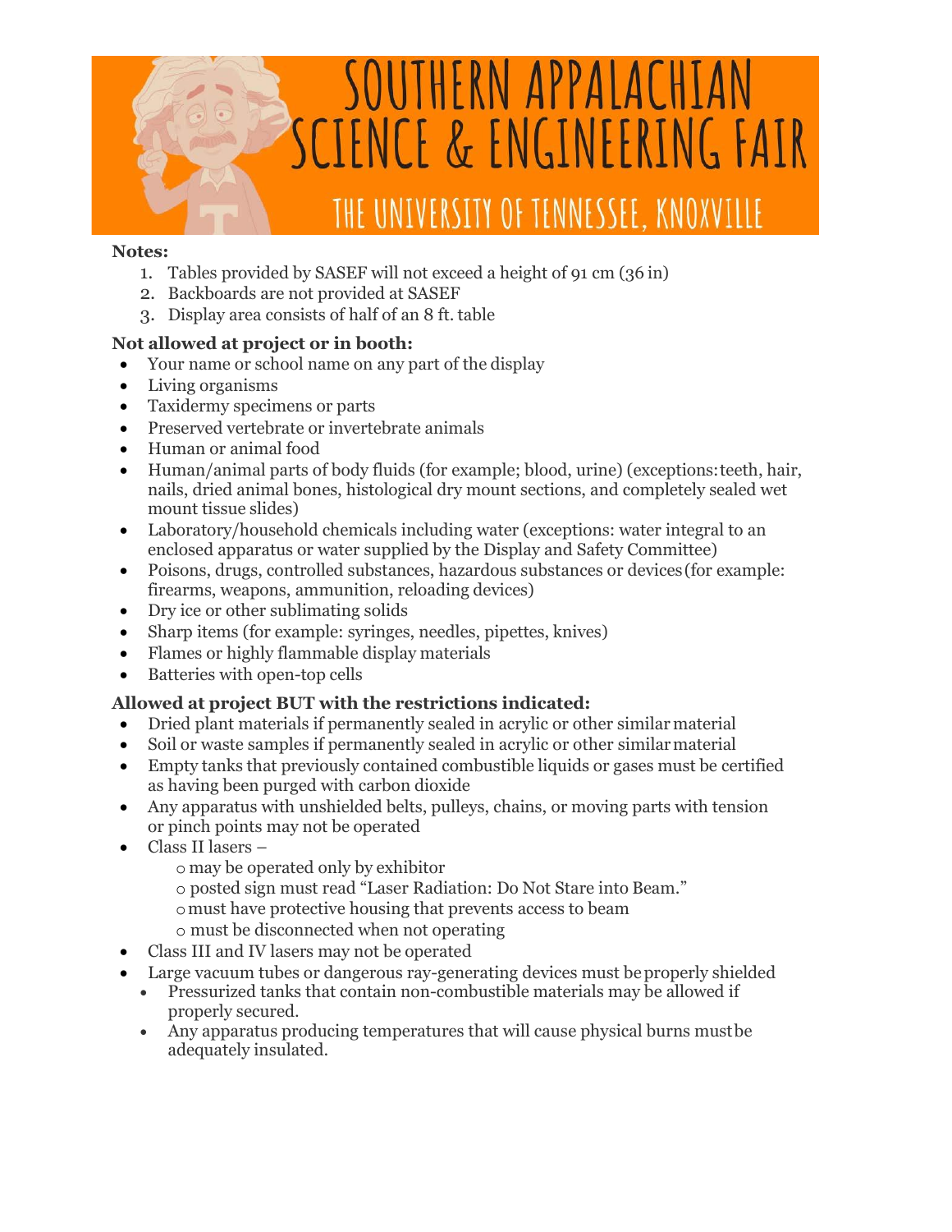# SOUTHERN APPALACHIAN SCIENCE & ENGINEERING FAIR

## THE UNIVERSITY OF TENNESSEE, KNOXVILLE

**Notes:**

1. Tables provided by SASEF will not exceed a height of 91 cm (36 in)
2. Backboards are not provided at SASEF
3. Display area consists of half of an 8 ft. table

**Not allowed at project or in booth:**

- Your name or school name on any part of the display
- Living organisms
- Taxidermy specimens or parts
- Preserved vertebrate or invertebrate animals
- Human or animal food
- Human/animal parts of body fluids (for example; blood, urine) (exceptions: teeth, hair, nails, dried animal bones, histological dry mount sections, and completely sealed wet mount tissue slides)
- Laboratory/household chemicals including water (exceptions: water integral to an enclosed apparatus or water supplied by the Display and Safety Committee)
- Poisons, drugs, controlled substances, hazardous substances or devices (for example: firearms, weapons, ammunition, reloading devices)
- Dry ice or other sublimating solids
- Sharp items (for example: syringes, needles, pipettes, knives)
- Flames or highly flammable display materials
- Batteries with open-top cells

**Allowed at project BUT with the restrictions indicated:**

- Dried plant materials if permanently sealed in acrylic or other similar material
- Soil or waste samples if permanently sealed in acrylic or other similar material
- Empty tanks that previously contained combustible liquids or gases must be certified as having been purged with carbon dioxide
- Any apparatus with unshielded belts, pulleys, chains, or moving parts with tension or pinch points may not be operated
- Class II lasers –
  - may be operated only by exhibitor
  - posted sign must read "Laser Radiation: Do Not Stare into Beam."
  - must have protective housing that prevents access to beam
  - must be disconnected when not operating
- Class III and IV lasers may not be operated
- Large vacuum tubes or dangerous ray-generating devices must be properly shielded
  - Pressurized tanks that contain non-combustible materials may be allowed if properly secured.
  - Any apparatus producing temperatures that will cause physical burns must be adequately insulated.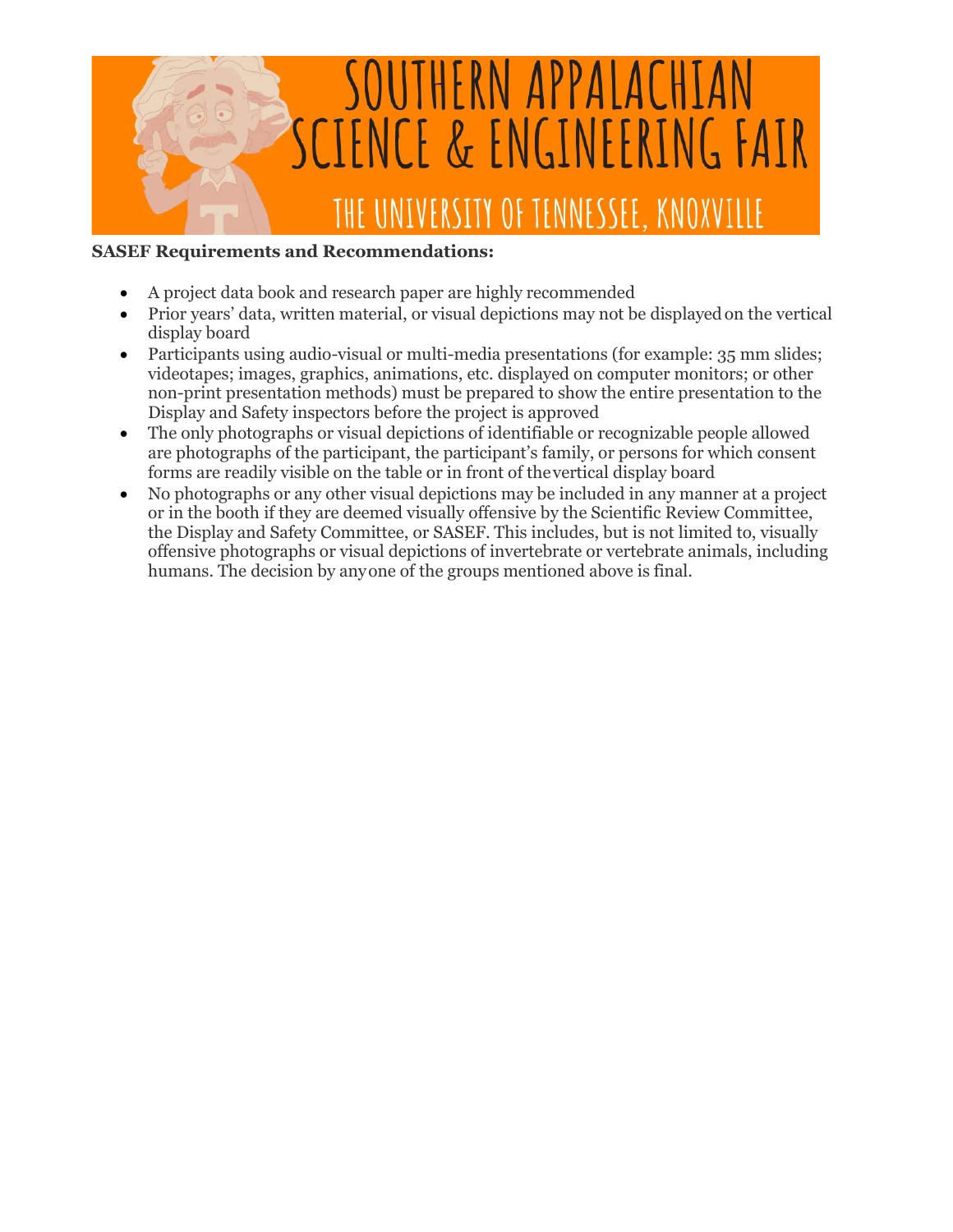**SASEF Requirements and Recommendations:**

- A project data book and research paper are highly recommended
- Prior years' data, written material, or visual depictions may not be displayed on the vertical display board
- Participants using audio-visual or multi-media presentations (for example: 35 mm slides; videotapes; images, graphics, animations, etc. displayed on computer monitors; or other non-print presentation methods) must be prepared to show the entire presentation to the Display and Safety inspectors before the project is approved
- The only photographs or visual depictions of identifiable or recognizable people allowed are photographs of the participant, the participant's family, or persons for which consent forms are readily visible on the table or in front of the vertical display board
- No photographs or any other visual depictions may be included in any manner at a project or in the booth if they are deemed visually offensive by the Scientific Review Committee, the Display and Safety Committee, or SASEF. This includes, but is not limited to, visually offensive photographs or visual depictions of invertebrate or vertebrate animals, including humans. The decision by any one of the groups mentioned above is final.